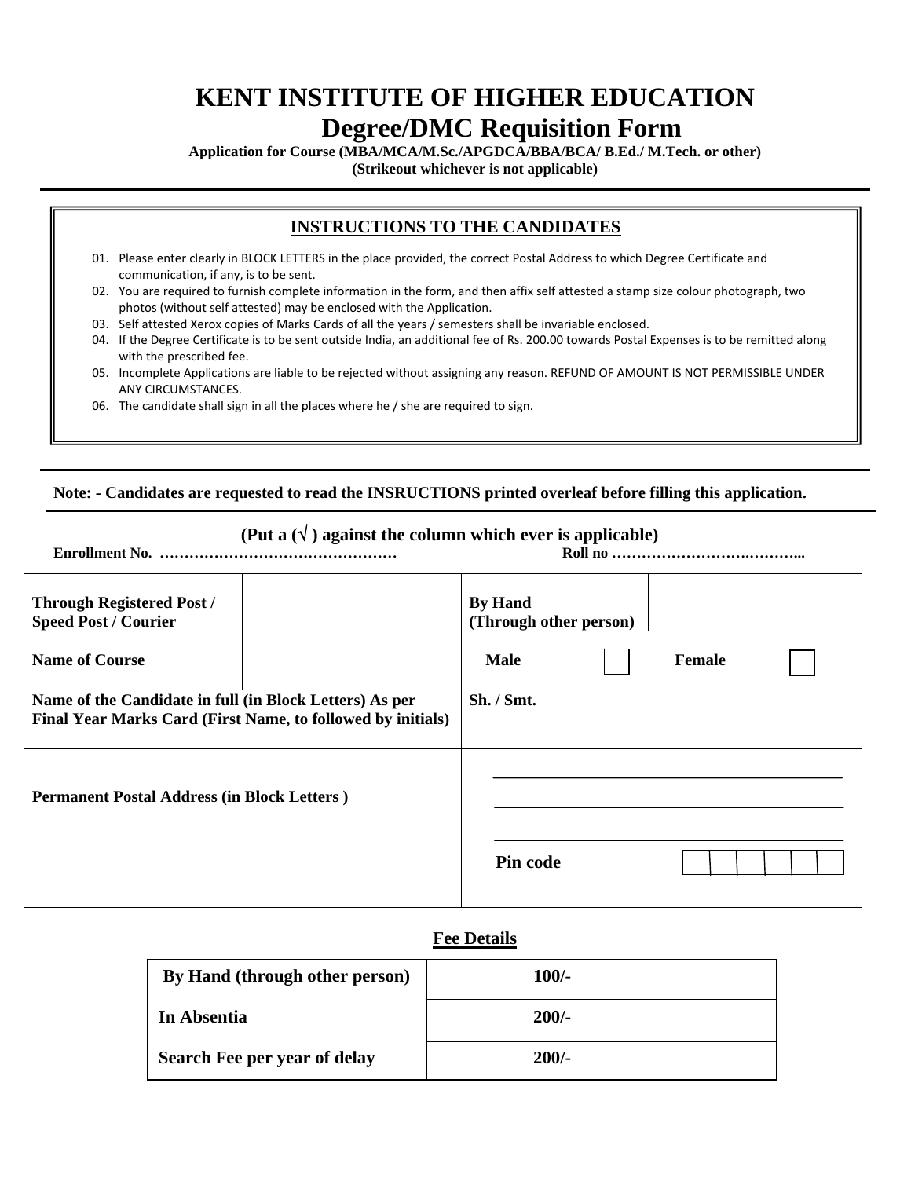# KENT INSTITUTE OF HIGHER EDUCATION

## Degree/DMC Requisition Form

**Application for Course (MBA/MCA/M.Sc./APGDCA/BBA/BCA/ B.Ed./ M.Tech. or other)**
**(Strikeout whichever is not applicable)**

---

### INSTRUCTIONS TO THE CANDIDATES

01. Please enter clearly in BLOCK LETTERS in the place provided, the correct Postal Address to which Degree Certificate and communication, if any, is to be sent.
02. You are required to furnish complete information in the form, and then affix self attested a stamp size colour photograph, two photos (without self attested) may be enclosed with the Application.
03. Self attested Xerox copies of Marks Cards of all the years / semesters shall be invariable enclosed.
04. If the Degree Certificate is to be sent outside India, an additional fee of Rs. 200.00 towards Postal Expenses is to be remitted along with the prescribed fee.
05. Incomplete Applications are liable to be rejected without assigning any reason. REFUND OF AMOUNT IS NOT PERMISSIBLE UNDER ANY CIRCUMSTANCES.
06. The candidate shall sign in all the places where he / she are required to sign.

---

**Note: - Candidates are requested to read the INSRUCTIONS printed overleaf before filling this application.**

---

**(Put a (√ ) against the column which ever is applicable)**

**Enrollment No. …………………………………………** **Roll no ……………………….………...**

| | | | |
|---|---|---|---|
| **Through Registered Post / Speed Post / Courier** | | **By Hand (Through other person)** | |
| **Name of Course** | | **Male** ☐ | **Female** ☐ |
| **Name of the Candidate in full (in Block Letters) As per Final Year Marks Card (First Name, to followed by initials)** | | **Sh. / Smt.** | |
| **Permanent Postal Address (in Block Letters )** | | ______________________ ______________________ ______________________ **Pin code** | ☐☐☐☐☐☐ |

### Fee Details

| | |
|---|---|
| **By Hand (through other person)** | **100/-** |
| **In Absentia** | **200/-** |
| **Search Fee per year of delay** | **200/-** |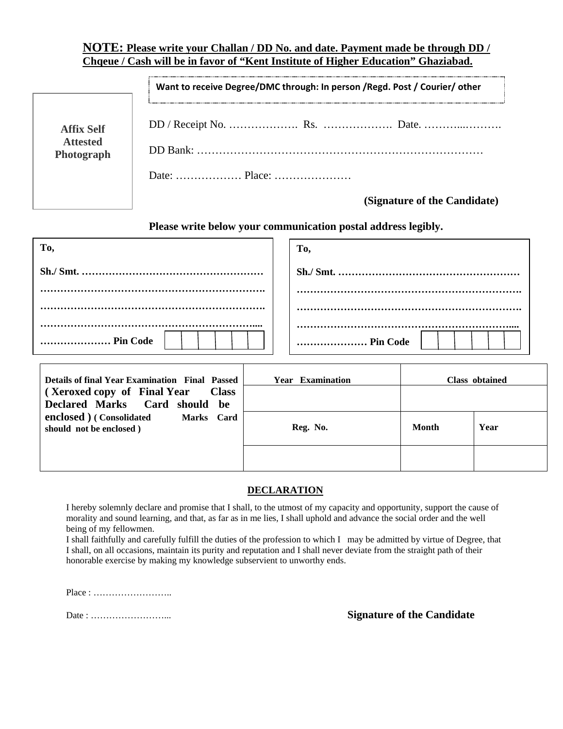**NOTE: Please write your Challan / DD No. and date. Payment made be through DD / Chqeue / Cash will be in favor of "Kent Institute of Higher Education" Ghaziabad.**

**Affix Self Attested Photograph**

**Want to receive Degree/DMC through: In person /Regd. Post / Courier/ other**

DD / Receipt No. ………………. Rs. ………………. Date. ………..……….

DD Bank: …………………………………………………………………

Date: ……………… Place: …………………

**(Signature of the Candidate)**

**Please write below your communication postal address legibly.**

**To,**

**Sh./ Smt. ………………………………………………**

**…………………………………………………………….**

**…………………………………………………………….**

**…………………………………………………………....**

**………………… Pin Code** | | | | | | |

**To,**

**Sh./ Smt. ………………………………………………**

**…………………………………………………………….**

**…………………………………………………………….**

**…………………………………………………………....**

**………………… Pin Code** | | | | | | |

| **Details of final Year Examination Final Passed ( Xeroxed copy of Final Year Class Declared Marks Card should be enclosed ) ( Consolidated Marks Card should not be enclosed )** | **Year Examination** | **Class obtained** | |
|---|---|---|---|
| | | | |
| | **Reg. No.** | **Month** | **Year** |
| | | | |

## DECLARATION

I hereby solemnly declare and promise that I shall, to the utmost of my capacity and opportunity, support the cause of morality and sound learning, and that, as far as in me lies, I shall uphold and advance the social order and the well being of my fellowmen.

I shall faithfully and carefully fulfill the duties of the profession to which I may be admitted by virtue of Degree, that I shall, on all occasions, maintain its purity and reputation and I shall never deviate from the straight path of their honorable exercise by making my knowledge subservient to unworthy ends.

Place : ……………………..

Date : ……………………...

**Signature of the Candidate**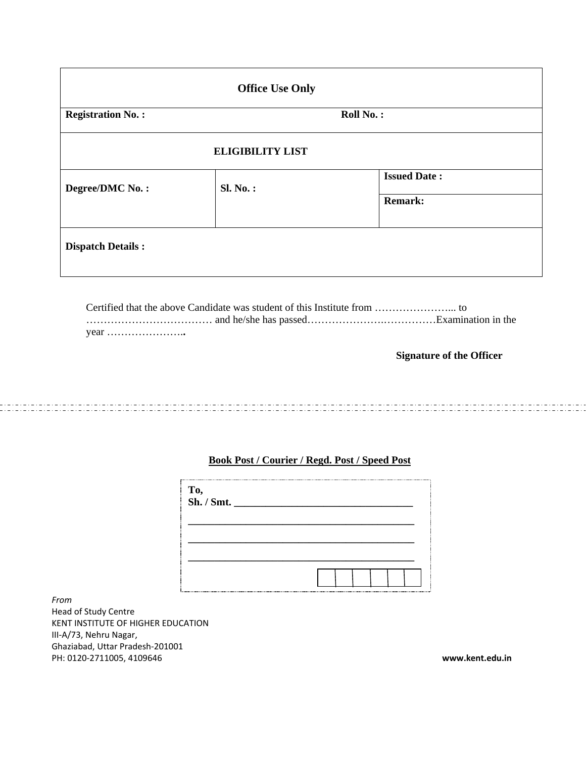| **Office Use Only** | | |
|---|---|---|
| **Registration No. :** | **Roll No. :** | |
| **ELIGIBILITY LIST** | | |
| **Degree/DMC No. :** | **Sl. No. :** | **Issued Date :** |
| | | **Remark:** |
| **Dispatch Details :** | | |

Certified that the above Candidate was student of this Institute from …………………... to ……………………………… and he/she has passed……………………………………Examination in the year …………………..

**Signature of the Officer**

---

**<u>Book Post / Courier / Regd. Post / Speed Post</u>**

**To,**
**Sh. / Smt. \_\_\_\_\_\_\_\_\_\_\_\_\_\_\_\_\_\_\_\_\_\_\_\_\_\_\_\_\_\_\_\_\_\_**

\_\_\_\_\_\_\_\_\_\_\_\_\_\_\_\_\_\_\_\_\_\_\_\_\_\_\_\_\_\_\_\_\_\_\_\_\_\_\_\_\_\_\_

\_\_\_\_\_\_\_\_\_\_\_\_\_\_\_\_\_\_\_\_\_\_\_\_\_\_\_\_\_\_\_\_\_\_\_\_\_\_\_\_\_\_\_

\_\_\_\_\_\_\_\_\_\_\_\_\_\_\_\_\_\_\_\_\_\_\_\_\_\_\_\_\_\_\_\_\_\_\_\_\_\_\_\_\_\_\_

| | | | | | |
|---|---|---|---|---|---|
| | | | | | |

*From*
Head of Study Centre
KENT INSTITUTE OF HIGHER EDUCATION
III-A/73, Nehru Nagar,
Ghaziabad, Uttar Pradesh-201001
PH: 0120-2711005, 4109646

**www.kent.edu.in**